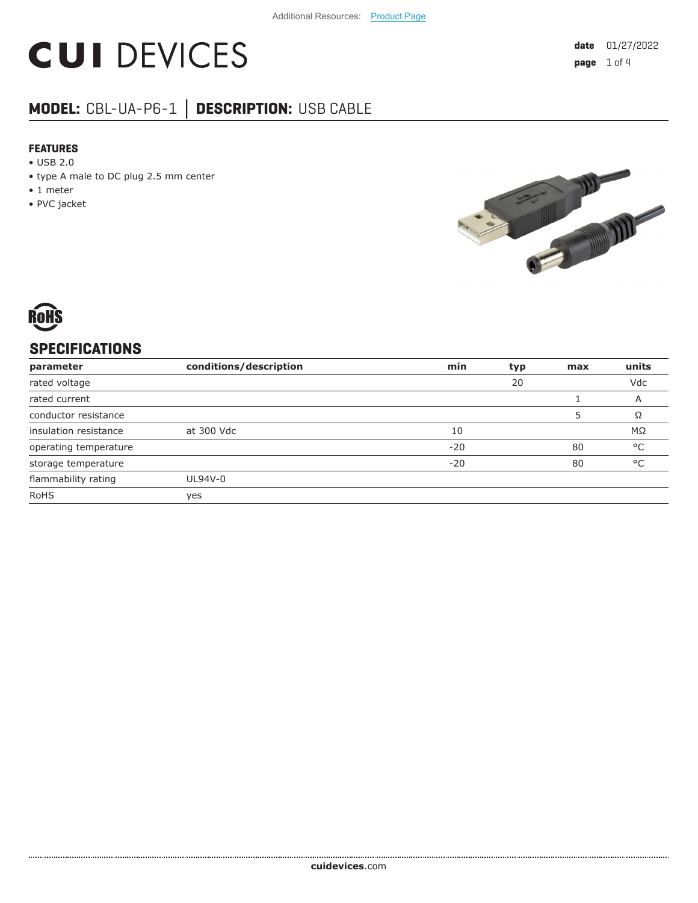Additional Resources: Product Page

# CUI DEVICES

**date** 01/27/2022

## MODEL: CBL-UA-P6-1 │ DESCRIPTION: USB CABLE

### FEATURES

- USB 2.0
- type A male to DC plug 2.5 mm center
- 1 meter
- PVC jacket

RoHS

## SPECIFICATIONS

| parameter | conditions/description | min | typ | max | units |
| --- | --- | --- | --- | --- | --- |
| rated voltage | | | 20 | | Vdc |
| rated current | | | | 1 | A |
| conductor resistance | | | | 5 | Ω |
| insulation resistance | at 300 Vdc | 10 | | | MΩ |
| operating temperature | | -20 | | 80 | °C |
| storage temperature | | -20 | | 80 | °C |
| flammability rating | UL94V-0 | | | | |
| RoHS | yes | | | | |

**cuidevices**.com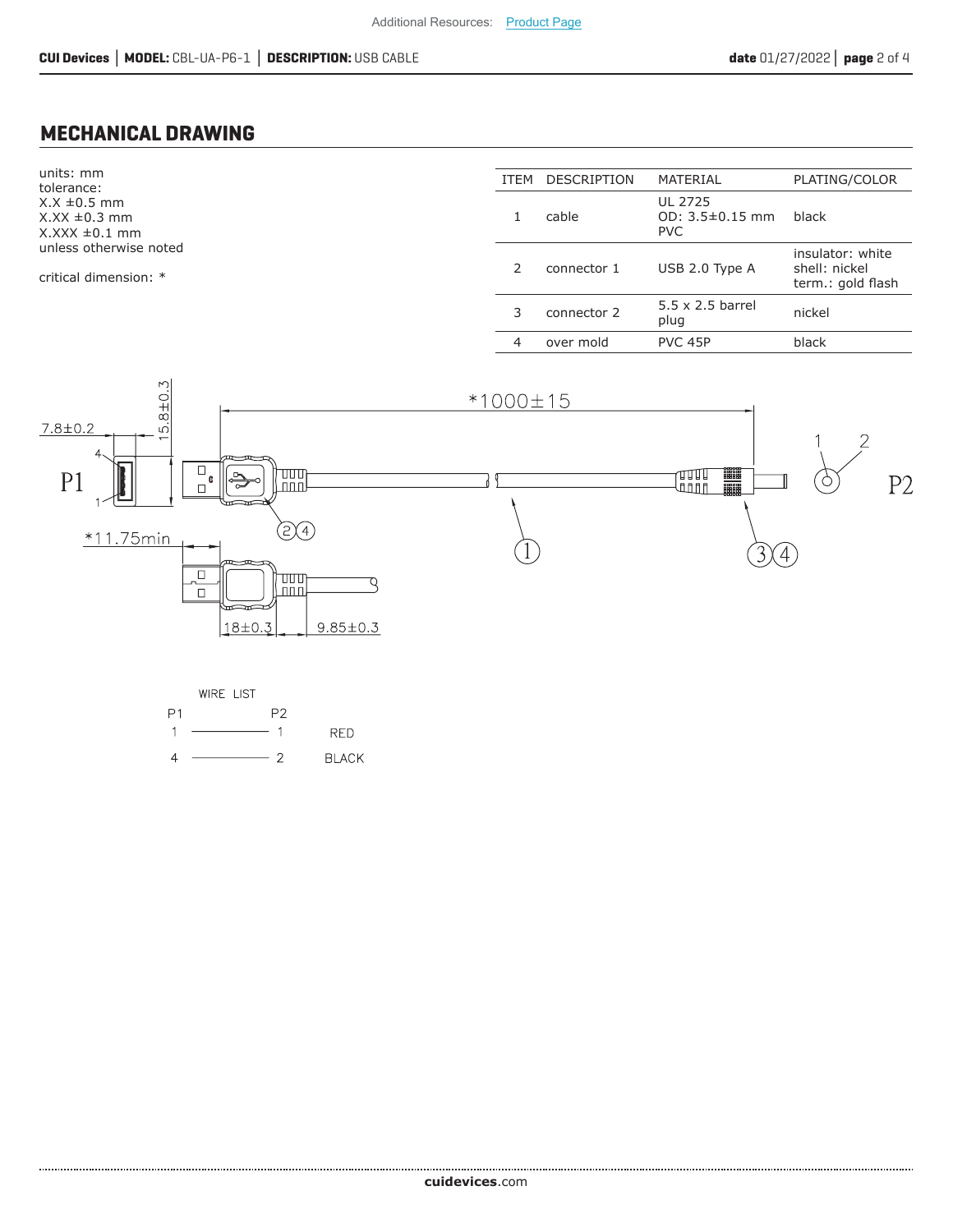## MECHANICAL DRAWING

units: mm
tolerance:
X.X ±0.5 mm
X.XX ±0.3 mm
X.XXX ±0.1 mm
unless otherwise noted

critical dimension: *

| ITEM | DESCRIPTION | MATERIAL | PLATING/COLOR |
|---|---|---|---|
| 1 | cable | UL 2725<br>OD: 3.5±0.15 mm<br>PVC | black |
| 2 | connector 1 | USB 2.0 Type A | insulator: white<br>shell: nickel<br>term.: gold flash |
| 3 | connector 2 | 5.5 x 2.5 barrel plug | nickel |
| 4 | over mold | PVC 45P | black |

7.8±0.2
15.8±0.3
*1000±15
*11.75min
18±0.3
9.85±0.3
P1
P2

WIRE LIST

| P1 | P2 | |
|---|---|---|
| 1 | 1 | RED |
| 4 | 2 | BLACK |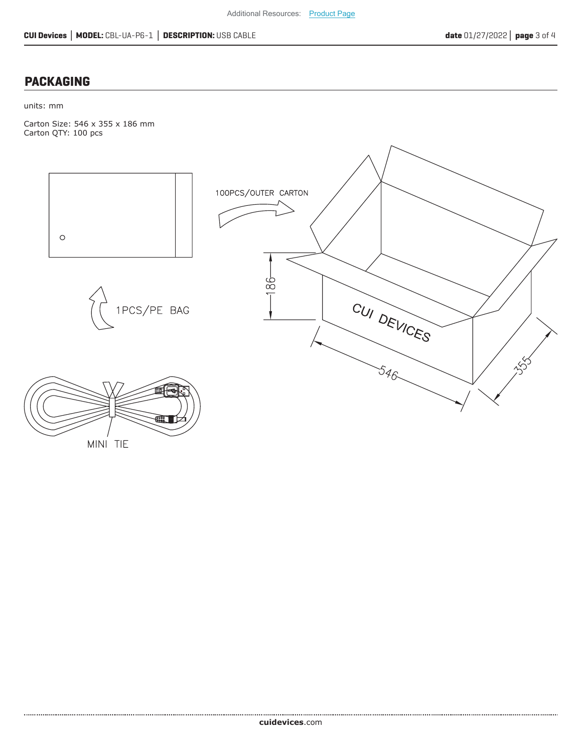## PACKAGING

units: mm

Carton Size: 546 x 355 x 186 mm
Carton QTY: 100 pcs

100PCS/OUTER CARTON

1PCS/PE BAG

MINI TIE

CUI DEVICES

186

546

355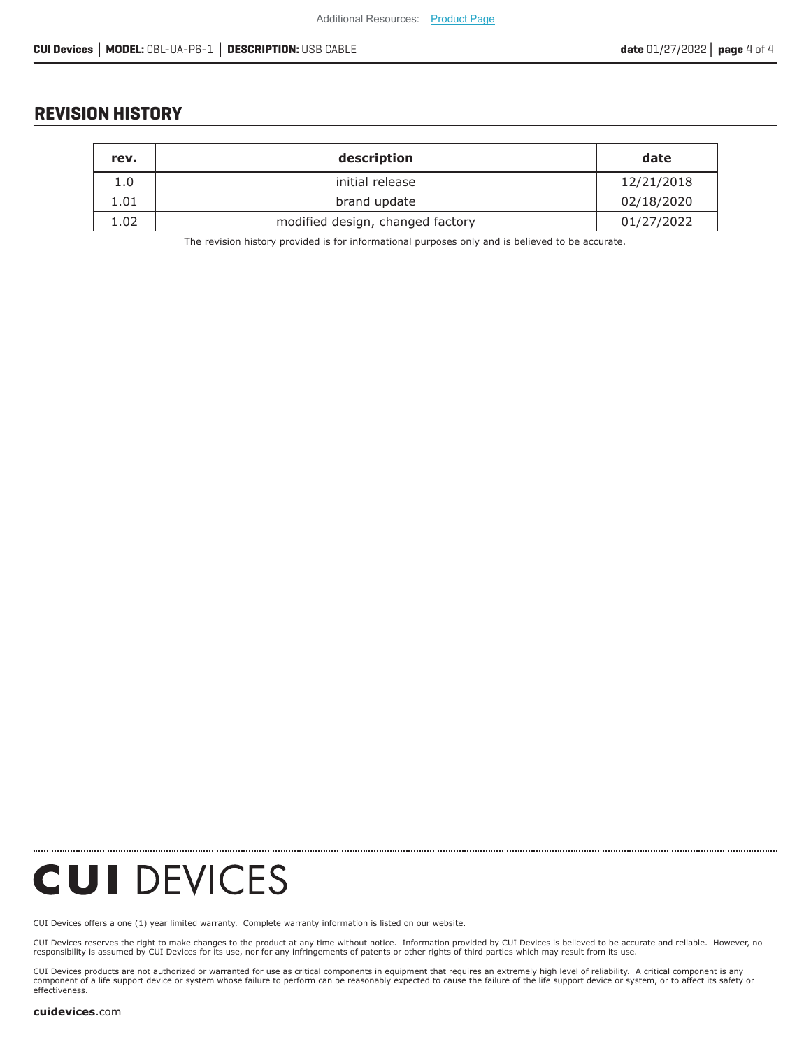## REVISION HISTORY

| rev. | description | date |
|---|---|---|
| 1.0 | initial release | 12/21/2018 |
| 1.01 | brand update | 02/18/2020 |
| 1.02 | modified design, changed factory | 01/27/2022 |

The revision history provided is for informational purposes only and is believed to be accurate.

**CUI DEVICES**

CUI Devices offers a one (1) year limited warranty. Complete warranty information is listed on our website.

CUI Devices reserves the right to make changes to the product at any time without notice. Information provided by CUI Devices is believed to be accurate and reliable. However, no responsibility is assumed by CUI Devices for its use, nor for any infringements of patents or other rights of third parties which may result from its use.

CUI Devices products are not authorized or warranted for use as critical components in equipment that requires an extremely high level of reliability. A critical component is any component of a life support device or system whose failure to perform can be reasonably expected to cause the failure of the life support device or system, or to affect its safety or effectiveness.

**cuidevices**.com